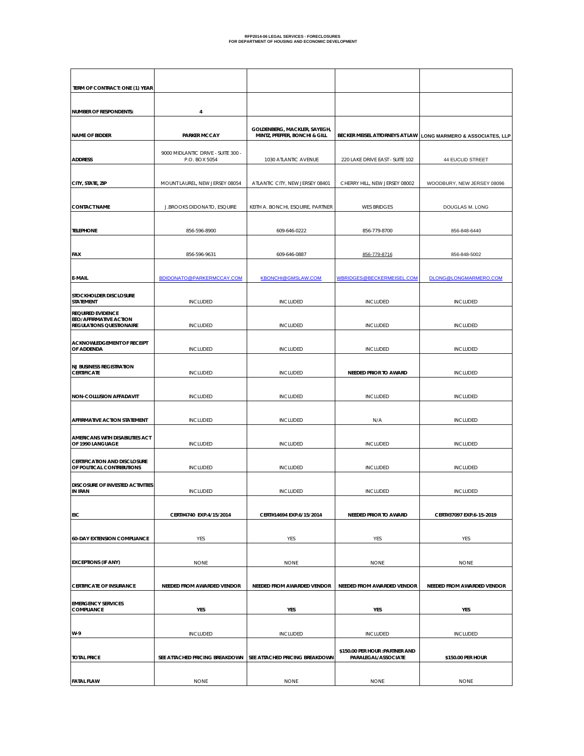**RFP2014-06 LEGAL SERVICES - FORECLOSURES**
**FOR DEPARTMENT OF HOUSING AND ECONOMIC DEVELOPMENT**

| TERM OF CONTRACT: ONE (1) YEAR | | | | |
|---|---|---|---|---|
| NUMBER OF RESPONDENTS: | 4 | | | |
| NAME OF BIDDER | PARKER MCCAY | GOLDENBERG, MACKLER, SAYEGH, MINTZ, PFEFFER, BONCHI & GILL | BECKER MEISEL ATTORNEYS AT LAW | LONG MARMERO & ASSOCIATES, LLP |
| ADDRESS | 9000 MIDLANTIC DRIVE - SUITE 300 - P.O. BOX 5054 | 1030 ATLANTIC AVENUE | 220 LAKE DRIVE EAST - SUITE 102 | 44 EUCLID STREET |
| CITY, STATE, ZIP | MOUNT LAUREL, NEW JERSEY 08054 | ATLANTIC CITY, NEW JERSEY 08401 | CHERRY HILL, NEW JERSEY 08002 | WOODBURY, NEW JERSEY 08096 |
| CONTACT NAME | J.BROOKS DIDONATO, ESQUIRE | KEITH A. BONCHI, ESQUIRE, PARTNER | WES BRIDGES | DOUGLAS M. LONG |
| TELEPHONE | 856-596-8900 | 609-646-0222 | 856-779-8700 | 856-848-6440 |
| FAX | 856-596-9631 | 609-646-0887 | 856-779-8716 | 856-848-5002 |
| E-MAIL | BDIDONATO@PARKERMCCAY.COM | KBONCHI@GMSLAW.COM | WBRIDGES@BECKERMEISEL.COM | DLONG@LONGMARMERO.COM |
| STOCKHOLDER DISCLOSURE STATEMENT | INCLUDED | INCLUDED | INCLUDED | INCLUDED |
| REQUIRED EVIDENCE EEO/AFFIRMATIVE ACTION REGULATIONS QUESTIONAIRE | INCLUDED | INCLUDED | INCLUDED | INCLUDED |
| ACKNOWLEDGEMENT OF RECEIPT OF ADDENDA | INCLUDED | INCLUDED | INCLUDED | INCLUDED |
| NJ BUSINESS REGISTRATION CERTIFICATE | INCLUDED | INCLUDED | NEEDED PRIOR TO AWARD | INCLUDED |
| NON-COLLUSION AFFADAVIT | INCLUDED | INCLUDED | INCLUDED | INCLUDED |
| AFFIRMATIVE ACTION STATEMENT | INCLUDED | INCLUDED | N/A | INCLUDED |
| AMERICANS WITH DISABILITIES ACT OF 1990 LANGUAGE | INCLUDED | INCLUDED | INCLUDED | INCLUDED |
| CERTIFICATION AND DISCLOSURE OF POLITICAL CONTRIBUTIONS | INCLUDED | INCLUDED | INCLUDED | INCLUDED |
| DISCOSURE OF INVESTED ACTIVITIES IN IRAN | INCLUDED | INCLUDED | INCLUDED | INCLUDED |
| EIC | CERT#4740 EXP.4/15/2014 | CERT#14694 EXP.6/15/2014 | NEEDED PRIOR TO AWARD | CERT#37097 EXP.6-15-2019 |
| 60-DAY EXTENSION COMPLIANCE | YES | YES | YES | YES |
| EXCEPTIONS (IF ANY) | NONE | NONE | NONE | NONE |
| CERTIFICATE OF INSURANCE | NEEDED FROM AWARDED VENDOR | NEEDED FROM AWARDED VENDOR | NEEDED FROM AWARDED VENDOR | NEEDED FROM AWARDED VENDOR |
| EMERGENCY SERVICES COMPLIANCE | YES | YES | YES | YES |
| W-9 | INCLUDED | INCLUDED | INCLUDED | INCLUDED |
| TOTAL PRICE | SEE ATTACHED PRICING BREAKDOWN | SEE ATTACHED PRICING BREAKDOWN | $150.00 PER HOUR :PARTNER AND PARALEGAL/ASSOCIATE | $150.00 PER HOUR |
| FATAL FLAW | NONE | NONE | NONE | NONE |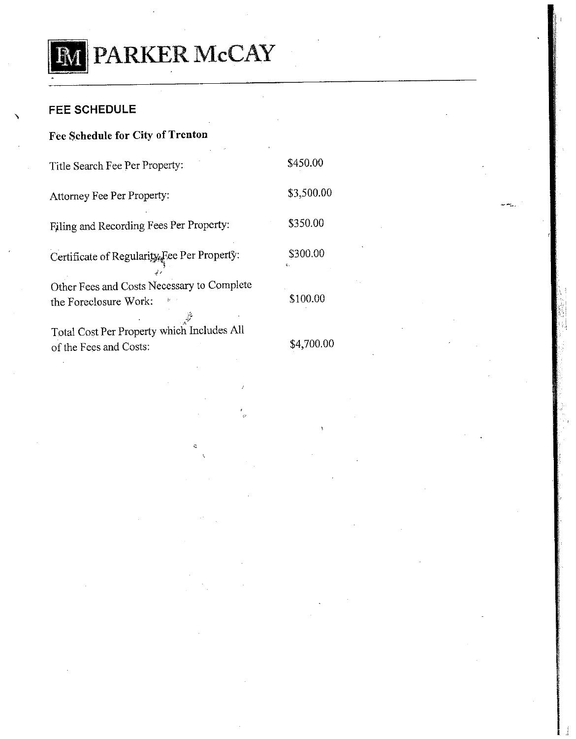# PARKER McCAY

## FEE SCHEDULE

**Fee Schedule for City of Trenton**

| | |
|---|---|
| Title Search Fee Per Property: | $450.00 |
| Attorney Fee Per Property: | $3,500.00 |
| Filing and Recording Fees Per Property: | $350.00 |
| Certificate of Regularity Fee Per Property: | $300.00 |
| Other Fees and Costs Necessary to Complete the Foreclosure Work: | $100.00 |
| Total Cost Per Property which Includes All of the Fees and Costs: | $4,700.00 |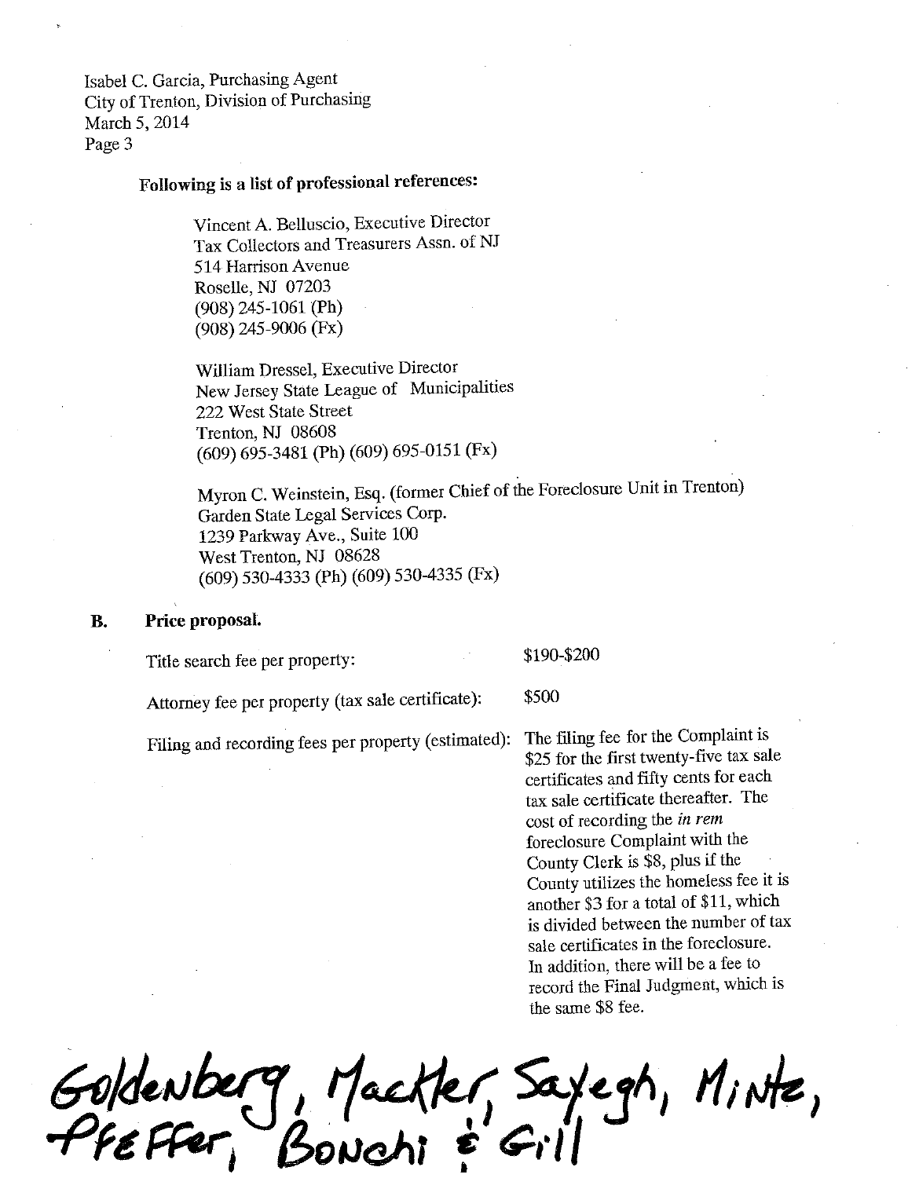Isabel C. Garcia, Purchasing Agent
City of Trenton, Division of Purchasing
March 5, 2014
Page 3

**Following is a list of professional references:**

Vincent A. Belluscio, Executive Director
Tax Collectors and Treasurers Assn. of NJ
514 Harrison Avenue
Roselle, NJ 07203
(908) 245-1061 (Ph)
(908) 245-9006 (Fx)

William Dressel, Executive Director
New Jersey State League of Municipalities
222 West State Street
Trenton, NJ 08608
(609) 695-3481 (Ph) (609) 695-0151 (Fx)

Myron C. Weinstein, Esq. (former Chief of the Foreclosure Unit in Trenton)
Garden State Legal Services Corp.
1239 Parkway Ave., Suite 100
West Trenton, NJ 08628
(609) 530-4333 (Ph) (609) 530-4335 (Fx)

**B. Price proposal.**

| | |
|---|---|
| Title search fee per property: | $190-$200 |
| Attorney fee per property (tax sale certificate): | $500 |
| Filing and recording fees per property (estimated): | The filing fee for the Complaint is $25 for the first twenty-five tax sale certificates and fifty cents for each tax sale certificate thereafter. The cost of recording the *in rem* foreclosure Complaint with the County Clerk is $8, plus if the County utilizes the homeless fee it is another $3 for a total of $11, which is divided between the number of tax sale certificates in the foreclosure. In addition, there will be a fee to record the Final Judgment, which is the same $8 fee. |

Goldenberg, Mackler, Sayegh, Mintz, Pfeffer, Bonchi & Gill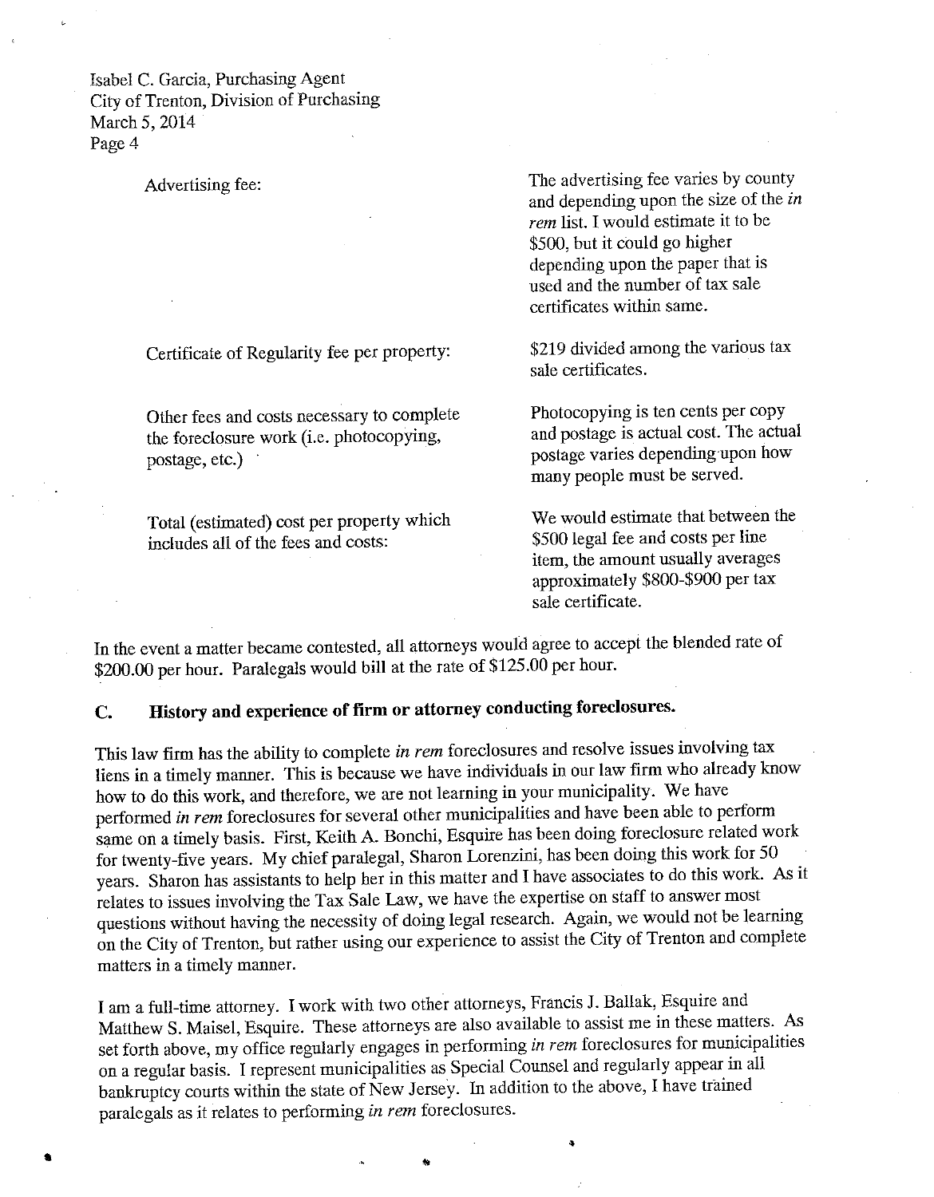Isabel C. Garcia, Purchasing Agent
City of Trenton, Division of Purchasing
March 5, 2014
Page 4

| | |
|---|---|
| Advertising fee: | The advertising fee varies by county and depending upon the size of the *in rem* list. I would estimate it to be $500, but it could go higher depending upon the paper that is used and the number of tax sale certificates within same. |
| Certificate of Regularity fee per property: | $219 divided among the various tax sale certificates. |
| Other fees and costs necessary to complete the foreclosure work (i.e. photocopying, postage, etc.) | Photocopying is ten cents per copy and postage is actual cost. The actual postage varies depending upon how many people must be served. |
| Total (estimated) cost per property which includes all of the fees and costs: | We would estimate that between the $500 legal fee and costs per line item, the amount usually averages approximately $800-$900 per tax sale certificate. |

In the event a matter became contested, all attorneys would agree to accept the blended rate of $200.00 per hour. Paralegals would bill at the rate of $125.00 per hour.

## C. History and experience of firm or attorney conducting foreclosures.

This law firm has the ability to complete *in rem* foreclosures and resolve issues involving tax liens in a timely manner. This is because we have individuals in our law firm who already know how to do this work, and therefore, we are not learning in your municipality. We have performed *in rem* foreclosures for several other municipalities and have been able to perform same on a timely basis. First, Keith A. Bonchi, Esquire has been doing foreclosure related work for twenty-five years. My chief paralegal, Sharon Lorenzini, has been doing this work for 50 years. Sharon has assistants to help her in this matter and I have associates to do this work. As it relates to issues involving the Tax Sale Law, we have the expertise on staff to answer most questions without having the necessity of doing legal research. Again, we would not be learning on the City of Trenton, but rather using our experience to assist the City of Trenton and complete matters in a timely manner.

I am a full-time attorney. I work with two other attorneys, Francis J. Ballak, Esquire and Matthew S. Maisel, Esquire. These attorneys are also available to assist me in these matters. As set forth above, my office regularly engages in performing *in rem* foreclosures for municipalities on a regular basis. I represent municipalities as Special Counsel and regularly appear in all bankruptcy courts within the state of New Jersey. In addition to the above, I have trained paralegals as it relates to performing *in rem* foreclosures.